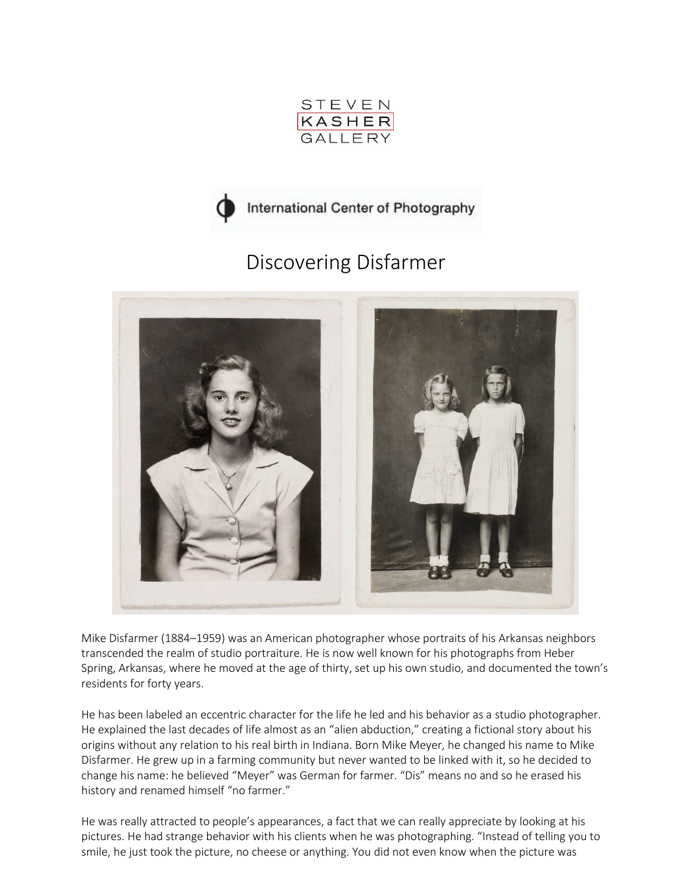STEVEN
KASHER
GALLERY

International Center of Photography

# Discovering Disfarmer

Mike Disfarmer (1884–1959) was an American photographer whose portraits of his Arkansas neighbors transcended the realm of studio portraiture. He is now well known for his photographs from Heber Spring, Arkansas, where he moved at the age of thirty, set up his own studio, and documented the town's residents for forty years.

He has been labeled an eccentric character for the life he led and his behavior as a studio photographer. He explained the last decades of life almost as an "alien abduction," creating a fictional story about his origins without any relation to his real birth in Indiana. Born Mike Meyer, he changed his name to Mike Disfarmer. He grew up in a farming community but never wanted to be linked with it, so he decided to change his name: he believed "Meyer" was German for farmer. "Dis" means no and so he erased his history and renamed himself "no farmer."

He was really attracted to people's appearances, a fact that we can really appreciate by looking at his pictures. He had strange behavior with his clients when he was photographing. "Instead of telling you to smile, he just took the picture, no cheese or anything. You did not even know when the picture was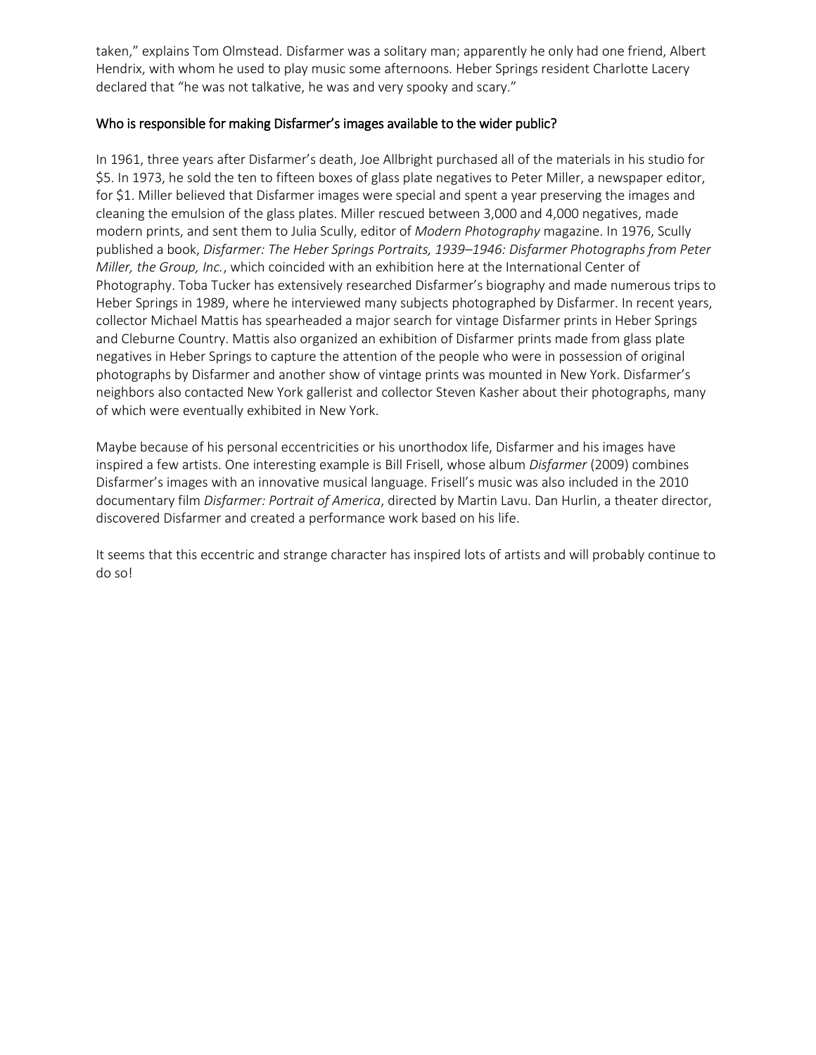taken," explains Tom Olmstead. Disfarmer was a solitary man; apparently he only had one friend, Albert Hendrix, with whom he used to play music some afternoons. Heber Springs resident Charlotte Lacery declared that "he was not talkative, he was and very spooky and scary."

## Who is responsible for making Disfarmer's images available to the wider public?

In 1961, three years after Disfarmer's death, Joe Allbright purchased all of the materials in his studio for $5. In 1973, he sold the ten to fifteen boxes of glass plate negatives to Peter Miller, a newspaper editor, for $1. Miller believed that Disfarmer images were special and spent a year preserving the images and cleaning the emulsion of the glass plates. Miller rescued between 3,000 and 4,000 negatives, made modern prints, and sent them to Julia Scully, editor of *Modern Photography* magazine. In 1976, Scully published a book, *Disfarmer: The Heber Springs Portraits, 1939–1946: Disfarmer Photographs from Peter Miller, the Group, Inc.*, which coincided with an exhibition here at the International Center of Photography. Toba Tucker has extensively researched Disfarmer's biography and made numerous trips to Heber Springs in 1989, where he interviewed many subjects photographed by Disfarmer. In recent years, collector Michael Mattis has spearheaded a major search for vintage Disfarmer prints in Heber Springs and Cleburne Country. Mattis also organized an exhibition of Disfarmer prints made from glass plate negatives in Heber Springs to capture the attention of the people who were in possession of original photographs by Disfarmer and another show of vintage prints was mounted in New York. Disfarmer's neighbors also contacted New York gallerist and collector Steven Kasher about their photographs, many of which were eventually exhibited in New York.

Maybe because of his personal eccentricities or his unorthodox life, Disfarmer and his images have inspired a few artists. One interesting example is Bill Frisell, whose album *Disfarmer* (2009) combines Disfarmer's images with an innovative musical language. Frisell's music was also included in the 2010 documentary film *Disfarmer: Portrait of America*, directed by Martin Lavu. Dan Hurlin, a theater director, discovered Disfarmer and created a performance work based on his life.

It seems that this eccentric and strange character has inspired lots of artists and will probably continue to do so!